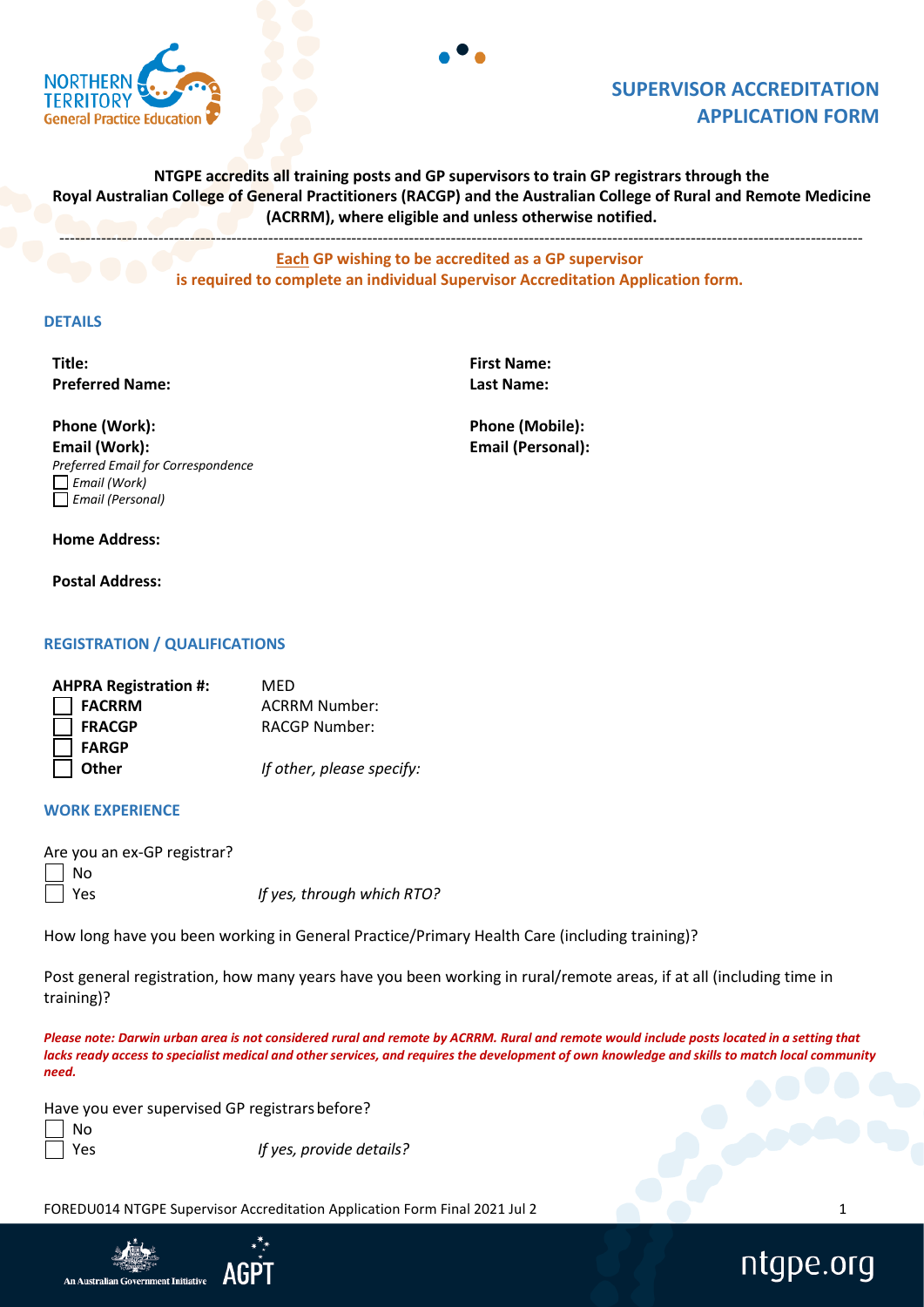# SUPERVISOR ACCREDITATION APPLICATION FORM

**NTGPE accredits all training posts and GP supervisors to train GP registrars through the Royal Australian College of General Practitioners (RACGP) and the Australian College of Rural and Remote Medicine (ACRRM), where eligible and unless otherwise notified.**

---

**Each GP wishing to be accredited as a GP supervisor is required to complete an individual Supervisor Accreditation Application form.**

## DETAILS

**Title:**
**First Name:**
**Preferred Name:**
**Last Name:**

**Phone (Work):**
**Phone (Mobile):**
**Email (Work):**
**Email (Personal):**

*Preferred Email for Correspondence*

- ☐ *Email (Work)*
- ☐ *Email (Personal)*

**Home Address:**

**Postal Address:**

## REGISTRATION / QUALIFICATIONS

**AHPRA Registration #:** MED

- ☐ **FACRRM** — ACRRM Number:
- ☐ **FRACGP** — RACGP Number:
- ☐ **FARGP**
- ☐ **Other** — *If other, please specify:*

## WORK EXPERIENCE

Are you an ex-GP registrar?

- ☐ No
- ☐ Yes — *If yes, through which RTO?*

How long have you been working in General Practice/Primary Health Care (including training)?

Post general registration, how many years have you been working in rural/remote areas, if at all (including time in training)?

***Please note: Darwin urban area is not considered rural and remote by ACRRM. Rural and remote would include posts located in a setting that lacks ready access to specialist medical and other services, and requires the development of own knowledge and skills to match local community need.***

Have you ever supervised GP registrars before?

- ☐ No
- ☐ Yes — *If yes, provide details?*

FOREDU014 NTGPE Supervisor Accreditation Application Form Final 2021 Jul 2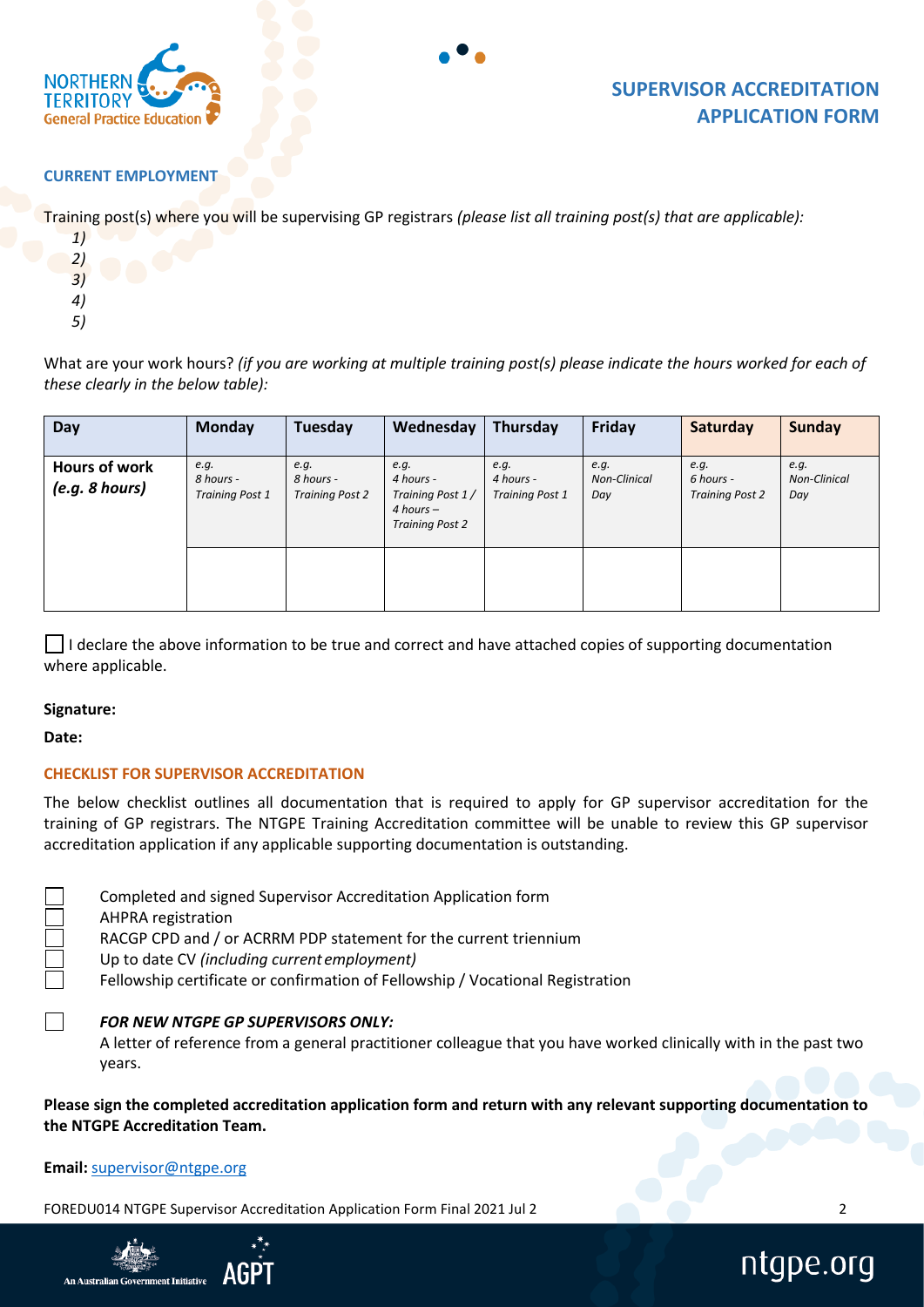# SUPERVISOR ACCREDITATION APPLICATION FORM

## CURRENT EMPLOYMENT

Training post(s) where you will be supervising GP registrars *(please list all training post(s) that are applicable):*

*1)*
*2)*
*3)*
*4)*
*5)*

What are your work hours? *(if you are working at multiple training post(s) please indicate the hours worked for each of these clearly in the below table):*

| Day | Monday | Tuesday | Wednesday | Thursday | Friday | Saturday | Sunday |
|---|---|---|---|---|---|---|---|
| **Hours of work** ***(e.g. 8 hours)*** | *e.g. 8 hours - Training Post 1* | *e.g. 8 hours - Training Post 2* | *e.g. 4 hours - Training Post 1 / 4 hours – Training Post 2* | *e.g. 4 hours - Training Post 1* | *e.g. Non-Clinical Day* | *e.g. 6 hours - Training Post 2* | *e.g. Non-Clinical Day* |
| | | | | | | | |

☐ I declare the above information to be true and correct and have attached copies of supporting documentation where applicable.

**Signature:**

**Date:**

## CHECKLIST FOR SUPERVISOR ACCREDITATION

The below checklist outlines all documentation that is required to apply for GP supervisor accreditation for the training of GP registrars. The NTGPE Training Accreditation committee will be unable to review this GP supervisor accreditation application if any applicable supporting documentation is outstanding.

☐ Completed and signed Supervisor Accreditation Application form
☐ AHPRA registration
☐ RACGP CPD and / or ACRRM PDP statement for the current triennium
☐ Up to date CV *(including current employment)*
☐ Fellowship certificate or confirmation of Fellowship / Vocational Registration

☐ ***FOR NEW NTGPE GP SUPERVISORS ONLY:***
A letter of reference from a general practitioner colleague that you have worked clinically with in the past two years.

**Please sign the completed accreditation application form and return with any relevant supporting documentation to the NTGPE Accreditation Team.**

**Email:** supervisor@ntgpe.org

FOREDU014 NTGPE Supervisor Accreditation Application Form Final 2021 Jul 2